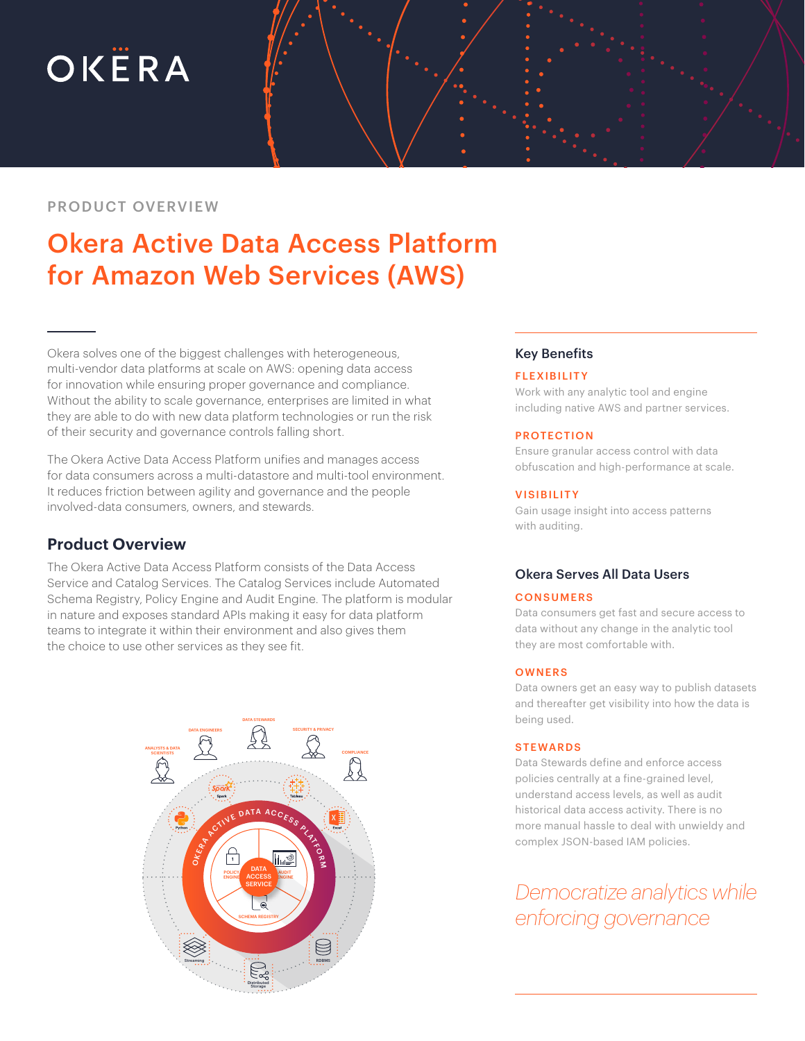# OKERA

PRODUCT OVERVIEW

# Okera Active Data Access Platform for Amazon Web Services (AWS)

Okera solves one of the biggest challenges with heterogeneous, multi-vendor data platforms at scale on AWS: opening data access for innovation while ensuring proper governance and compliance. Without the ability to scale governance, enterprises are limited in what they are able to do with new data platform technologies or run the risk of their security and governance controls falling short.

The Okera Active Data Access Platform unifies and manages access for data consumers across a multi-datastore and multi-tool environment. It reduces friction between agility and governance and the people involved-data consumers, owners, and stewards.

## Product Overview

The Okera Active Data Access Platform consists of the Data Access Service and Catalog Services. The Catalog Services include Automated Schema Registry, Policy Engine and Audit Engine. The platform is modular in nature and exposes standard APIs making it easy for data platform teams to integrate it within their environment and also gives them the choice to use other services as they see fit.

## Key Benefits

**FLEXIBILITY**

Work with any analytic tool and engine including native AWS and partner services.

**PROTECTION**

Ensure granular access control with data obfuscation and high-performance at scale.

**VISIBILITY**

Gain usage insight into access patterns with auditing.

## Okera Serves All Data Users

**CONSUMERS**

Data consumers get fast and secure access to data without any change in the analytic tool they are most comfortable with.

**OWNERS**

Data owners get an easy way to publish datasets and thereafter get visibility into how the data is being used.

**STEWARDS**

Data Stewards define and enforce access policies centrally at a fine-grained level, understand access levels, as well as audit historical data access activity. There is no more manual hassle to deal with unwieldy and complex JSON-based IAM policies.

*Democratize analytics while enforcing governance*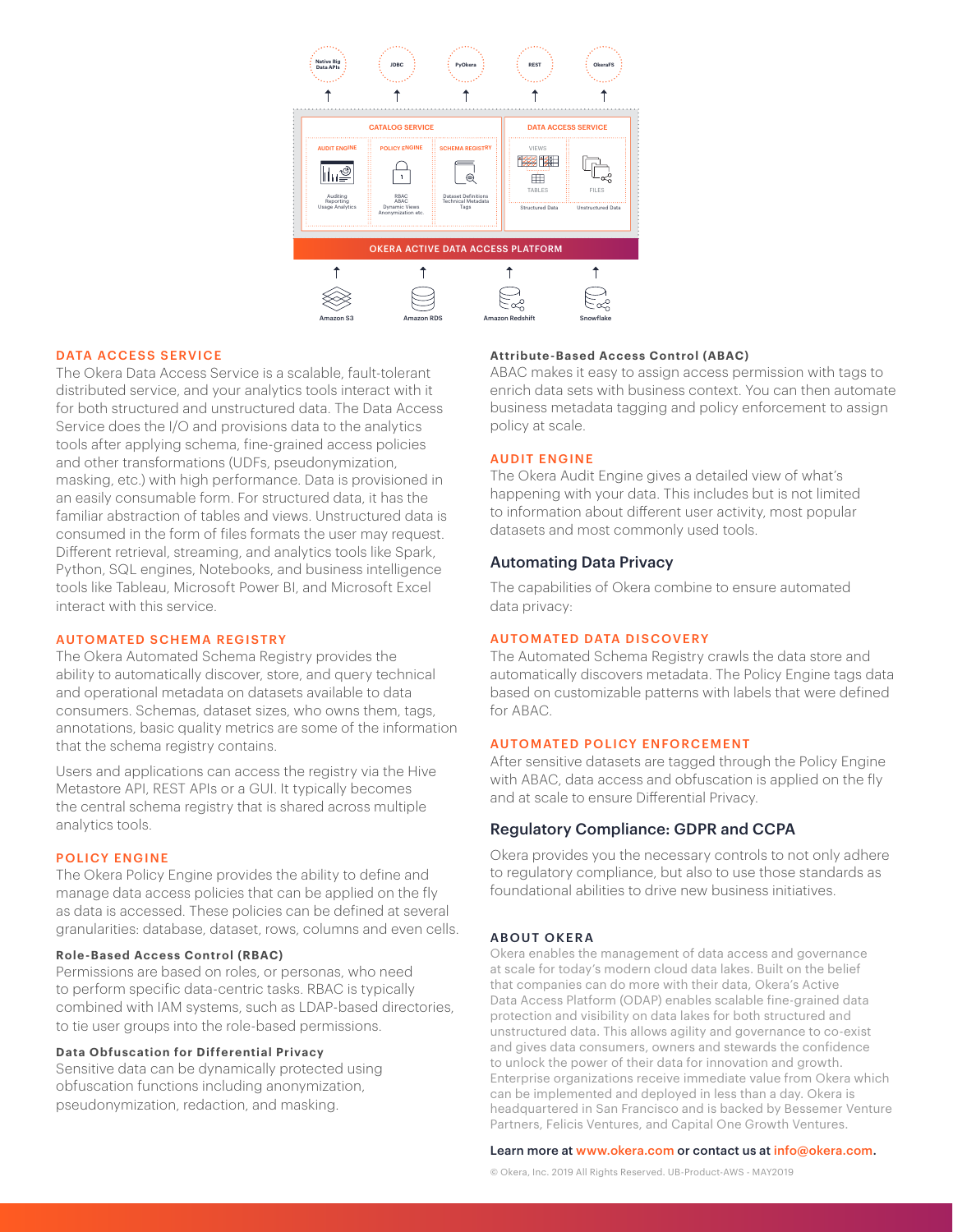Native Big Data APIs

JDBC

PyOkera

REST

OkeraFS

CATALOG SERVICE

AUDIT ENGINE

Auditing
Reporting
Usage Analytics

POLICY ENGINE

RBAC
ABAC
Dynamic Views
Anonymization etc.

SCHEMA REGISTRY

Dataset Definitions
Technical Metadata
Tags

DATA ACCESS SERVICE

VIEWS

TABLES

Structured Data

FILES

Unstructured Data

OKERA ACTIVE DATA ACCESS PLATFORM

Amazon S3

Amazon RDS

Amazon Redshift

Snowflake

## DATA ACCESS SERVICE

The Okera Data Access Service is a scalable, fault-tolerant distributed service, and your analytics tools interact with it for both structured and unstructured data. The Data Access Service does the I/O and provisions data to the analytics tools after applying schema, fine-grained access policies and other transformations (UDFs, pseudonymization, masking, etc.) with high performance. Data is provisioned in an easily consumable form. For structured data, it has the familiar abstraction of tables and views. Unstructured data is consumed in the form of files formats the user may request. Different retrieval, streaming, and analytics tools like Spark, Python, SQL engines, Notebooks, and business intelligence tools like Tableau, Microsoft Power BI, and Microsoft Excel interact with this service.

## AUTOMATED SCHEMA REGISTRY

The Okera Automated Schema Registry provides the ability to automatically discover, store, and query technical and operational metadata on datasets available to data consumers. Schemas, dataset sizes, who owns them, tags, annotations, basic quality metrics are some of the information that the schema registry contains.

Users and applications can access the registry via the Hive Metastore API, REST APIs or a GUI. It typically becomes the central schema registry that is shared across multiple analytics tools.

## POLICY ENGINE

The Okera Policy Engine provides the ability to define and manage data access policies that can be applied on the fly as data is accessed. These policies can be defined at several granularities: database, dataset, rows, columns and even cells.

### Role-Based Access Control (RBAC)

Permissions are based on roles, or personas, who need to perform specific data-centric tasks. RBAC is typically combined with IAM systems, such as LDAP-based directories, to tie user groups into the role-based permissions.

### Data Obfuscation for Differential Privacy

Sensitive data can be dynamically protected using obfuscation functions including anonymization, pseudonymization, redaction, and masking.

### Attribute-Based Access Control (ABAC)

ABAC makes it easy to assign access permission with tags to enrich data sets with business context. You can then automate business metadata tagging and policy enforcement to assign policy at scale.

## AUDIT ENGINE

The Okera Audit Engine gives a detailed view of what's happening with your data. This includes but is not limited to information about different user activity, most popular datasets and most commonly used tools.

## Automating Data Privacy

The capabilities of Okera combine to ensure automated data privacy:

### AUTOMATED DATA DISCOVERY

The Automated Schema Registry crawls the data store and automatically discovers metadata. The Policy Engine tags data based on customizable patterns with labels that were defined for ABAC.

### AUTOMATED POLICY ENFORCEMENT

After sensitive datasets are tagged through the Policy Engine with ABAC, data access and obfuscation is applied on the fly and at scale to ensure Differential Privacy.

## Regulatory Compliance: GDPR and CCPA

Okera provides you the necessary controls to not only adhere to regulatory compliance, but also to use those standards as foundational abilities to drive new business initiatives.

## ABOUT OKERA

Okera enables the management of data access and governance at scale for today's modern cloud data lakes. Built on the belief that companies can do more with their data, Okera's Active Data Access Platform (ODAP) enables scalable fine-grained data protection and visibility on data lakes for both structured and unstructured data. This allows agility and governance to co-exist and gives data consumers, owners and stewards the confidence to unlock the power of their data for innovation and growth. Enterprise organizations receive immediate value from Okera which can be implemented and deployed in less than a day. Okera is headquartered in San Francisco and is backed by Bessemer Venture Partners, Felicis Ventures, and Capital One Growth Ventures.

**Learn more at www.okera.com or contact us at info@okera.com.**

© Okera, Inc. 2019 All Rights Reserved. UB-Product-AWS - MAY2019